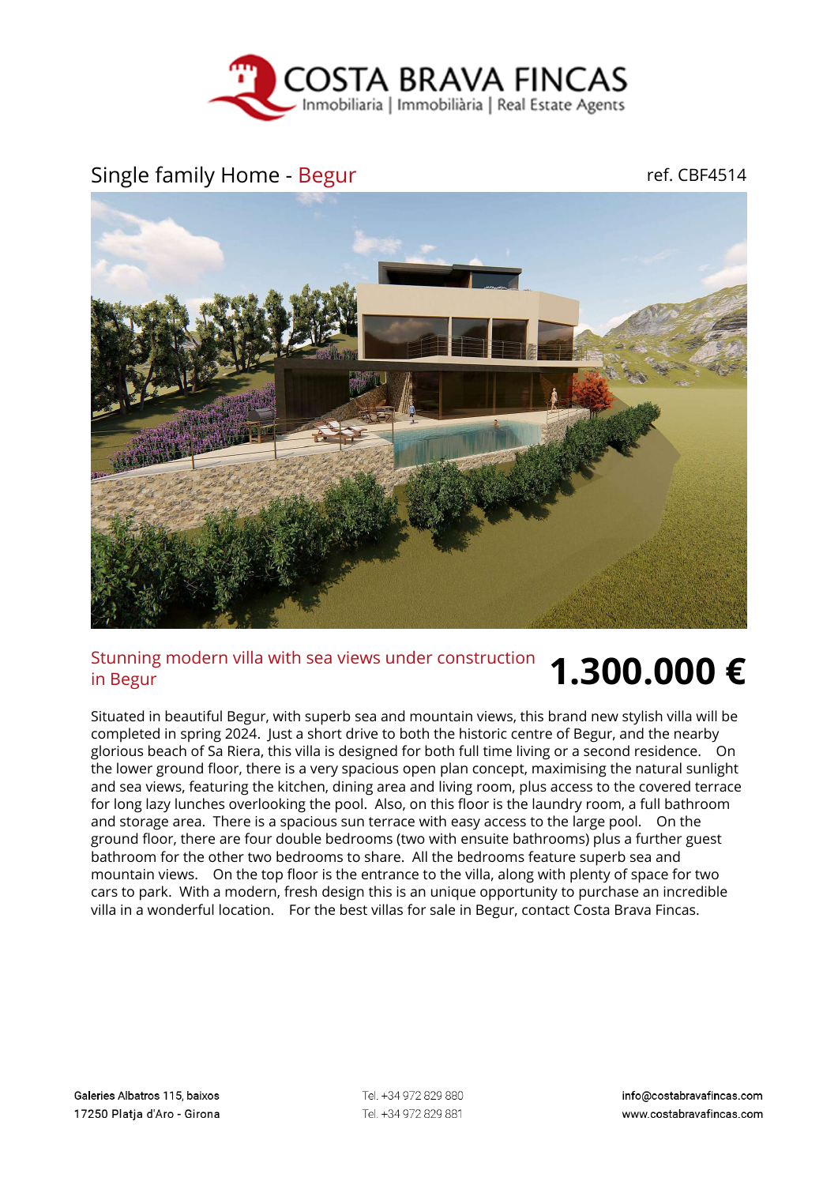# COSTA BRAVA FINCAS

Inmobiliaria | Immobiliària | Real Estate Agents

## Single family Home - Begur

ref. CBF4514

### Stunning modern villa with sea views under construction in Begur

**1.300.000 €**

Situated in beautiful Begur, with superb sea and mountain views, this brand new stylish villa will be completed in spring 2024. Just a short drive to both the historic centre of Begur, and the nearby glorious beach of Sa Riera, this villa is designed for both full time living or a second residence. On the lower ground floor, there is a very spacious open plan concept, maximising the natural sunlight and sea views, featuring the kitchen, dining area and living room, plus access to the covered terrace for long lazy lunches overlooking the pool. Also, on this floor is the laundry room, a full bathroom and storage area. There is a spacious sun terrace with easy access to the large pool. On the ground floor, there are four double bedrooms (two with ensuite bathrooms) plus a further guest bathroom for the other two bedrooms to share. All the bedrooms feature superb sea and mountain views. On the top floor is the entrance to the villa, along with plenty of space for two cars to park. With a modern, fresh design this is an unique opportunity to purchase an incredible villa in a wonderful location. For the best villas for sale in Begur, contact Costa Brava Fincas.

Galeries Albatros 115, baixos
17250 Platja d'Aro - Girona

Tel. +34 972 829 880
Tel. +34 972 829 881

info@costabravafincas.com
www.costabravafincas.com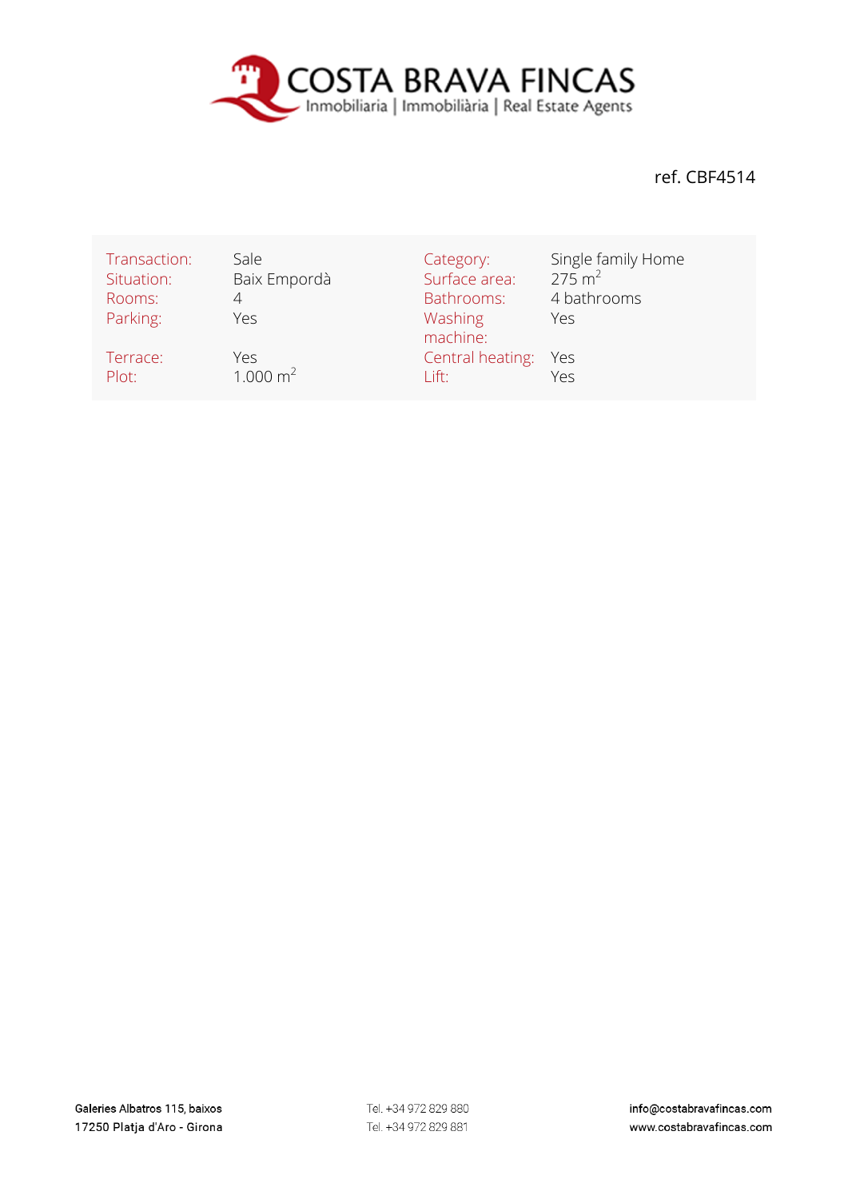ref. CBF4514

| | | | |
|---|---|---|---|
| Transaction: | Sale | Category: | Single family Home |
| Situation: | Baix Empordà | Surface area: | 275 $m^2$ |
| Rooms: | 4 | Bathrooms: | 4 bathrooms |
| Parking: | Yes | Washing machine: | Yes |
| Terrace: | Yes | Central heating: | Yes |
| Plot: | 1.000 $m^2$ | Lift: | Yes |